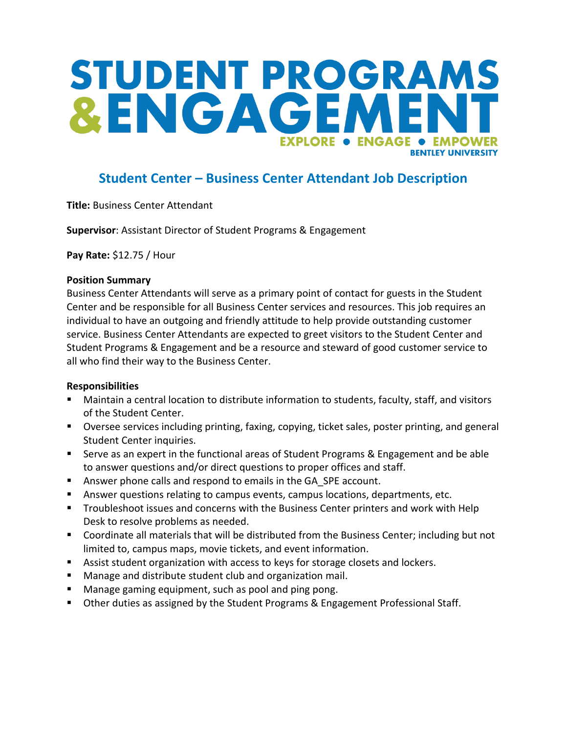# STUDENT PROGRAMS & ENGAGEMENT

EXPLORE • ENGAGE • EMPOWER

BENTLEY UNIVERSITY

## Student Center – Business Center Attendant Job Description

**Title:** Business Center Attendant

**Supervisor**: Assistant Director of Student Programs & Engagement

**Pay Rate:** $12.75 / Hour

**Position Summary**

Business Center Attendants will serve as a primary point of contact for guests in the Student Center and be responsible for all Business Center services and resources. This job requires an individual to have an outgoing and friendly attitude to help provide outstanding customer service. Business Center Attendants are expected to greet visitors to the Student Center and Student Programs & Engagement and be a resource and steward of good customer service to all who find their way to the Business Center.

**Responsibilities**

- Maintain a central location to distribute information to students, faculty, staff, and visitors of the Student Center.
- Oversee services including printing, faxing, copying, ticket sales, poster printing, and general Student Center inquiries.
- Serve as an expert in the functional areas of Student Programs & Engagement and be able to answer questions and/or direct questions to proper offices and staff.
- Answer phone calls and respond to emails in the GA_SPE account.
- Answer questions relating to campus events, campus locations, departments, etc.
- Troubleshoot issues and concerns with the Business Center printers and work with Help Desk to resolve problems as needed.
- Coordinate all materials that will be distributed from the Business Center; including but not limited to, campus maps, movie tickets, and event information.
- Assist student organization with access to keys for storage closets and lockers.
- Manage and distribute student club and organization mail.
- Manage gaming equipment, such as pool and ping pong.
- Other duties as assigned by the Student Programs & Engagement Professional Staff.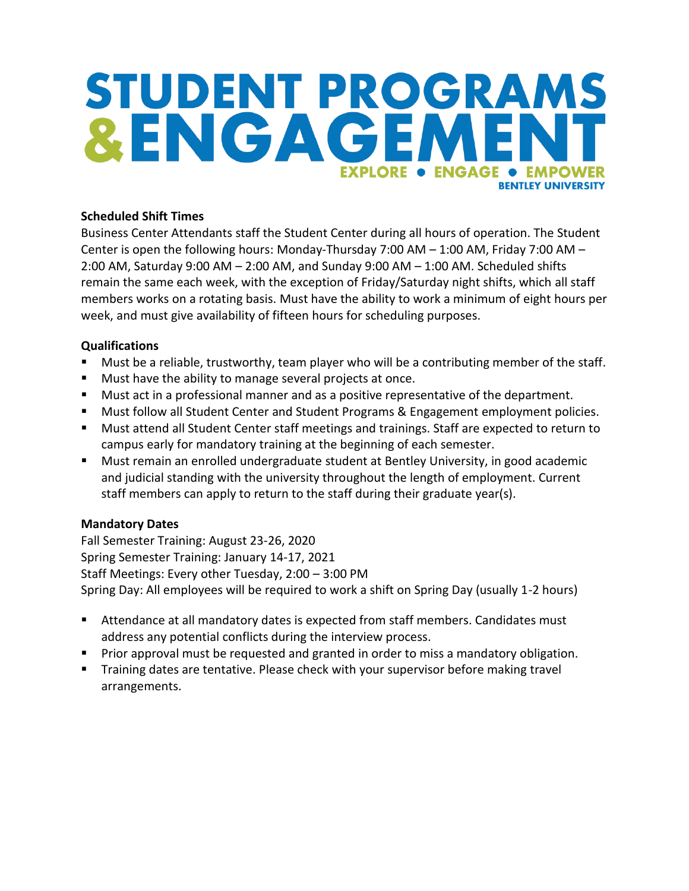# STUDENT PROGRAMS & ENGAGEMENT

EXPLORE • ENGAGE • EMPOWER

BENTLEY UNIVERSITY

**Scheduled Shift Times**

Business Center Attendants staff the Student Center during all hours of operation. The Student Center is open the following hours: Monday-Thursday 7:00 AM – 1:00 AM, Friday 7:00 AM – 2:00 AM, Saturday 9:00 AM – 2:00 AM, and Sunday 9:00 AM – 1:00 AM. Scheduled shifts remain the same each week, with the exception of Friday/Saturday night shifts, which all staff members works on a rotating basis. Must have the ability to work a minimum of eight hours per week, and must give availability of fifteen hours for scheduling purposes.

**Qualifications**

- Must be a reliable, trustworthy, team player who will be a contributing member of the staff.
- Must have the ability to manage several projects at once.
- Must act in a professional manner and as a positive representative of the department.
- Must follow all Student Center and Student Programs & Engagement employment policies.
- Must attend all Student Center staff meetings and trainings. Staff are expected to return to campus early for mandatory training at the beginning of each semester.
- Must remain an enrolled undergraduate student at Bentley University, in good academic and judicial standing with the university throughout the length of employment. Current staff members can apply to return to the staff during their graduate year(s).

**Mandatory Dates**

Fall Semester Training: August 23-26, 2020
Spring Semester Training: January 14-17, 2021
Staff Meetings: Every other Tuesday, 2:00 – 3:00 PM
Spring Day: All employees will be required to work a shift on Spring Day (usually 1-2 hours)

- Attendance at all mandatory dates is expected from staff members. Candidates must address any potential conflicts during the interview process.
- Prior approval must be requested and granted in order to miss a mandatory obligation.
- Training dates are tentative. Please check with your supervisor before making travel arrangements.